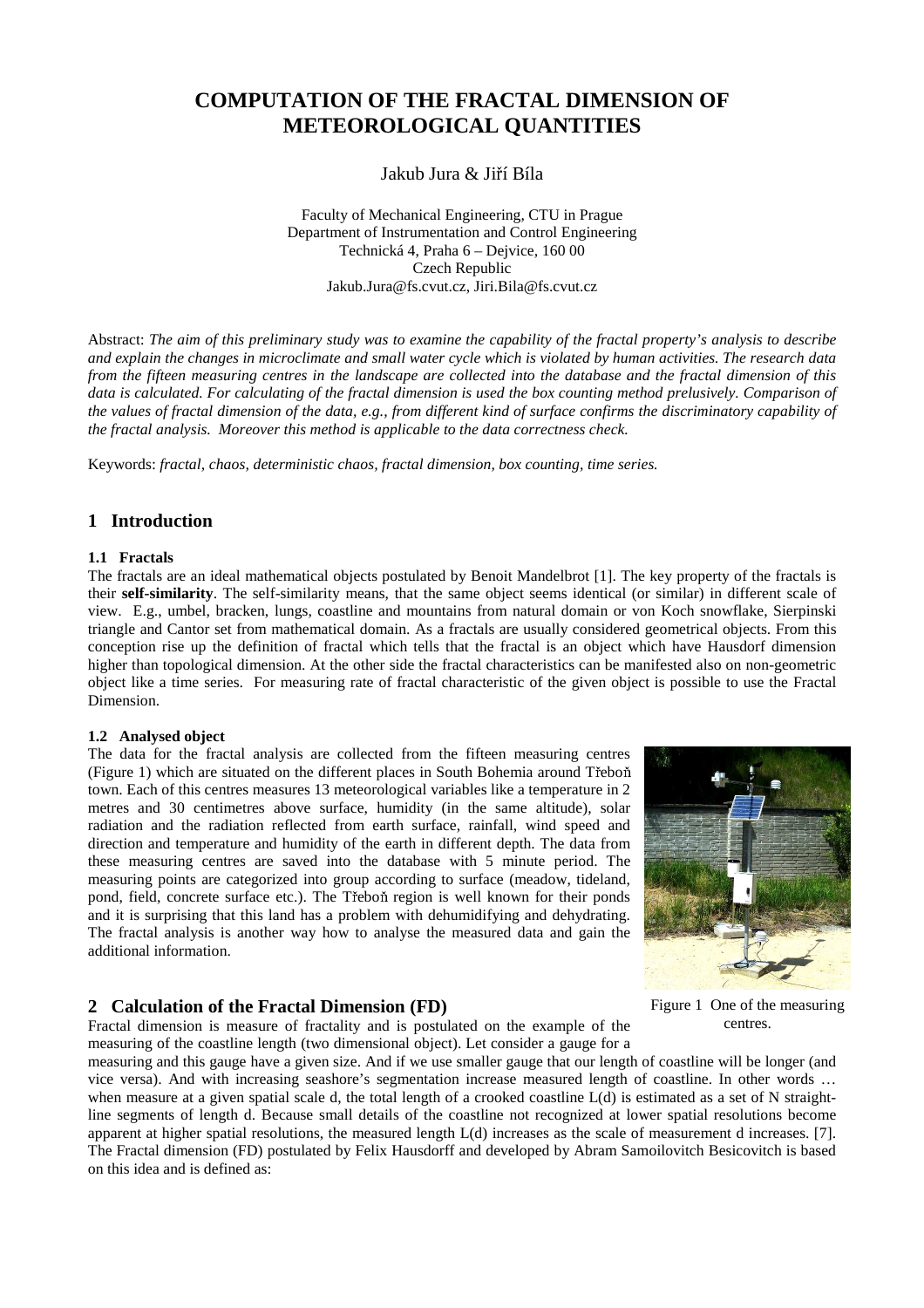// Image note: no detected images on this page, so the Figure 1 photo gets no image_ref; only its caption text is kept.
# COMPUTATION OF THE FRACTAL DIMENSION OF METEOROLOGICAL QUANTITIES

Jakub Jura & Jiří Bíla

Faculty of Mechanical Engineering, CTU in Prague
Department of Instrumentation and Control Engineering
Technická 4, Praha 6 – Dejvice, 160 00
Czech Republic
Jakub.Jura@fs.cvut.cz, Jiri.Bila@fs.cvut.cz

Abstract: *The aim of this preliminary study was to examine the capability of the fractal property's analysis to describe and explain the changes in microclimate and small water cycle which is violated by human activities. The research data from the fifteen measuring centres in the landscape are collected into the database and the fractal dimension of this data is calculated. For calculating of the fractal dimension is used the box counting method prelusively. Comparison of the values of fractal dimension of the data, e.g., from different kind of surface confirms the discriminatory capability of the fractal analysis. Moreover this method is applicable to the data correctness check.*

Keywords: *fractal, chaos, deterministic chaos, fractal dimension, box counting, time series.*

## 1 Introduction

### 1.1 Fractals

The fractals are an ideal mathematical objects postulated by Benoit Mandelbrot [1]. The key property of the fractals is their **self-similarity**. The self-similarity means, that the same object seems identical (or similar) in different scale of view. E.g., umbel, bracken, lungs, coastline and mountains from natural domain or von Koch snowflake, Sierpinski triangle and Cantor set from mathematical domain. As a fractals are usually considered geometrical objects. From this conception rise up the definition of fractal which tells that the fractal is an object which have Hausdorf dimension higher than topological dimension. At the other side the fractal characteristics can be manifested also on non-geometric object like a time series. For measuring rate of fractal characteristic of the given object is possible to use the Fractal Dimension.

### 1.2 Analysed object

The data for the fractal analysis are collected from the fifteen measuring centres (Figure 1) which are situated on the different places in South Bohemia around Třeboň town. Each of this centres measures 13 meteorological variables like a temperature in 2 metres and 30 centimetres above surface, humidity (in the same altitude), solar radiation and the radiation reflected from earth surface, rainfall, wind speed and direction and temperature and humidity of the earth in different depth. The data from these measuring centres are saved into the database with 5 minute period. The measuring points are categorized into group according to surface (meadow, tideland, pond, field, concrete surface etc.). The Třeboň region is well known for their ponds and it is surprising that this land has a problem with dehumidifying and dehydrating. The fractal analysis is another way how to analyse the measured data and gain the additional information.

Figure 1 One of the measuring centres.

## 2 Calculation of the Fractal Dimension (FD)

Fractal dimension is measure of fractality and is postulated on the example of the measuring of the coastline length (two dimensional object). Let consider a gauge for a measuring and this gauge have a given size. And if we use smaller gauge that our length of coastline will be longer (and vice versa). And with increasing seashore's segmentation increase measured length of coastline. In other words … when measure at a given spatial scale d, the total length of a crooked coastline L(d) is estimated as a set of N straight-line segments of length d. Because small details of the coastline not recognized at lower spatial resolutions become apparent at higher spatial resolutions, the measured length L(d) increases as the scale of measurement d increases. [7]. The Fractal dimension (FD) postulated by Felix Hausdorff and developed by Abram Samoilovitch Besicovitch is based on this idea and is defined as: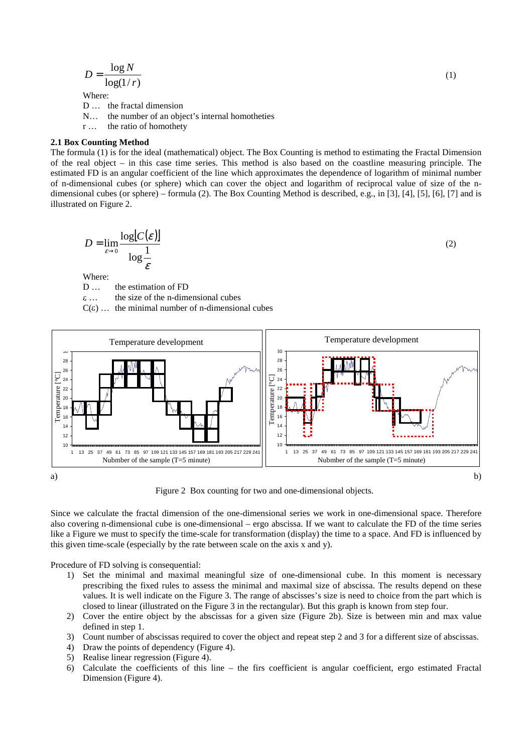$$D = \frac{\log N}{\log(1/r)} \tag{1}$$

Where:

D … the fractal dimension

N… the number of an object's internal homotheties

r … the ratio of homothety

### 2.1 Box Counting Method

The formula (1) is for the ideal (mathematical) object. The Box Counting is method to estimating the Fractal Dimension of the real object – in this case time series. This method is also based on the coastline measuring principle. The estimated FD is an angular coefficient of the line which approximates the dependence of logarithm of minimal number of n-dimensional cubes (or sphere) which can cover the object and logarithm of reciprocal value of size of the n-dimensional cubes (or sphere) – formula (2). The Box Counting Method is described, e.g., in [3], [4], [5], [6], [7] and is illustrated on Figure 2.

$$D = \lim_{\varepsilon \to 0} \frac{\log[C(\varepsilon)]}{\log \frac{1}{\varepsilon}} \tag{2}$$

Where:

D … the estimation of FD

ε … the size of the n-dimensional cubes

C(ε) … the minimal number of n-dimensional cubes

Figure 2 Box counting for two and one-dimensional objects.

Since we calculate the fractal dimension of the one-dimensional series we work in one-dimensional space. Therefore also covering n-dimensional cube is one-dimensional – ergo abscissa. If we want to calculate the FD of the time series like a Figure we must to specify the time-scale for transformation (display) the time to a space. And FD is influenced by this given time-scale (especially by the rate between scale on the axis x and y).

Procedure of FD solving is consequential:

1) Set the minimal and maximal meaningful size of one-dimensional cube. In this moment is necessary prescribing the fixed rules to assess the minimal and maximal size of abscissa. The results depend on these values. It is well indicate on the Figure 3. The range of abscisses's size is need to choice from the part which is closed to linear (illustrated on the Figure 3 in the rectangular). But this graph is known from step four.
2) Cover the entire object by the abscissas for a given size (Figure 2b). Size is between min and max value defined in step 1.
3) Count number of abscissas required to cover the object and repeat step 2 and 3 for a different size of abscissas.
4) Draw the points of dependency (Figure 4).
5) Realise linear regression (Figure 4).
6) Calculate the coefficients of this line – the firs coefficient is angular coefficient, ergo estimated Fractal Dimension (Figure 4).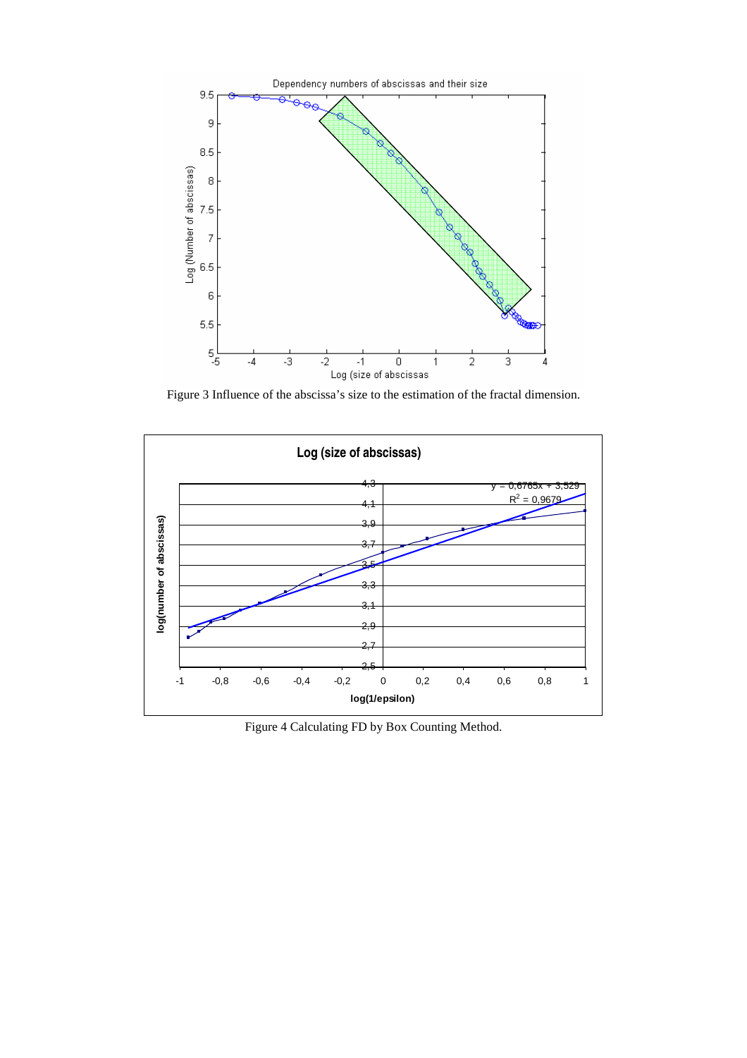Figure 3 Influence of the abscissa's size to the estimation of the fractal dimension.

Figure 4 Calculating FD by Box Counting Method.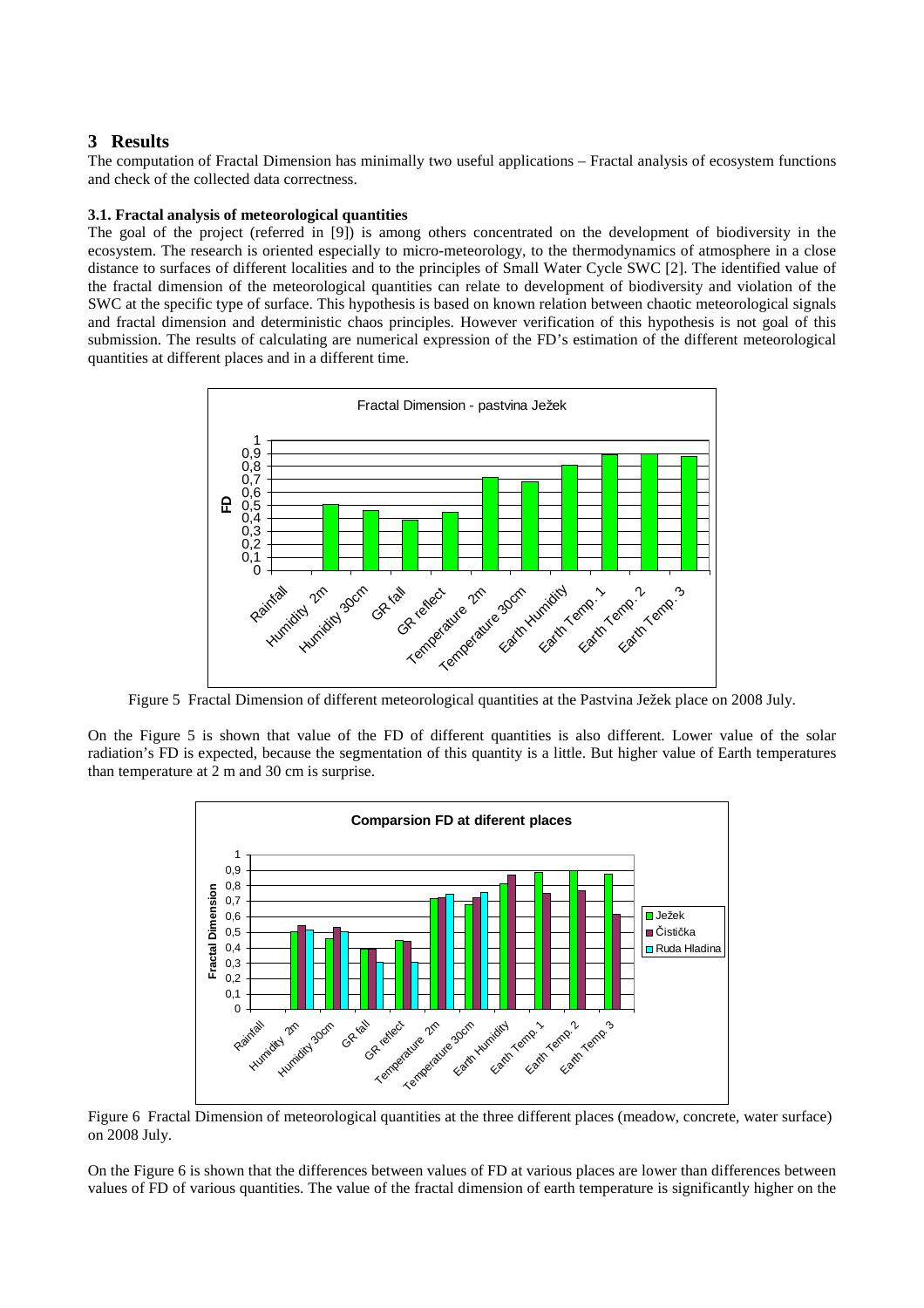# 3 Results

The computation of Fractal Dimension has minimally two useful applications – Fractal analysis of ecosystem functions and check of the collected data correctness.

### 3.1. Fractal analysis of meteorological quantities

The goal of the project (referred in [9]) is among others concentrated on the development of biodiversity in the ecosystem. The research is oriented especially to micro-meteorology, to the thermodynamics of atmosphere in a close distance to surfaces of different localities and to the principles of Small Water Cycle SWC [2]. The identified value of the fractal dimension of the meteorological quantities can relate to development of biodiversity and violation of the SWC at the specific type of surface. This hypothesis is based on known relation between chaotic meteorological signals and fractal dimension and deterministic chaos principles. However verification of this hypothesis is not goal of this submission. The results of calculating are numerical expression of the FD's estimation of the different meteorological quantities at different places and in a different time.

Figure 5 Fractal Dimension of different meteorological quantities at the Pastvina Ježek place on 2008 July.

On the Figure 5 is shown that value of the FD of different quantities is also different. Lower value of the solar radiation's FD is expected, because the segmentation of this quantity is a little. But higher value of Earth temperatures than temperature at 2 m and 30 cm is surprise.

Figure 6 Fractal Dimension of meteorological quantities at the three different places (meadow, concrete, water surface) on 2008 July.

On the Figure 6 is shown that the differences between values of FD at various places are lower than differences between values of FD of various quantities. The value of the fractal dimension of earth temperature is significantly higher on the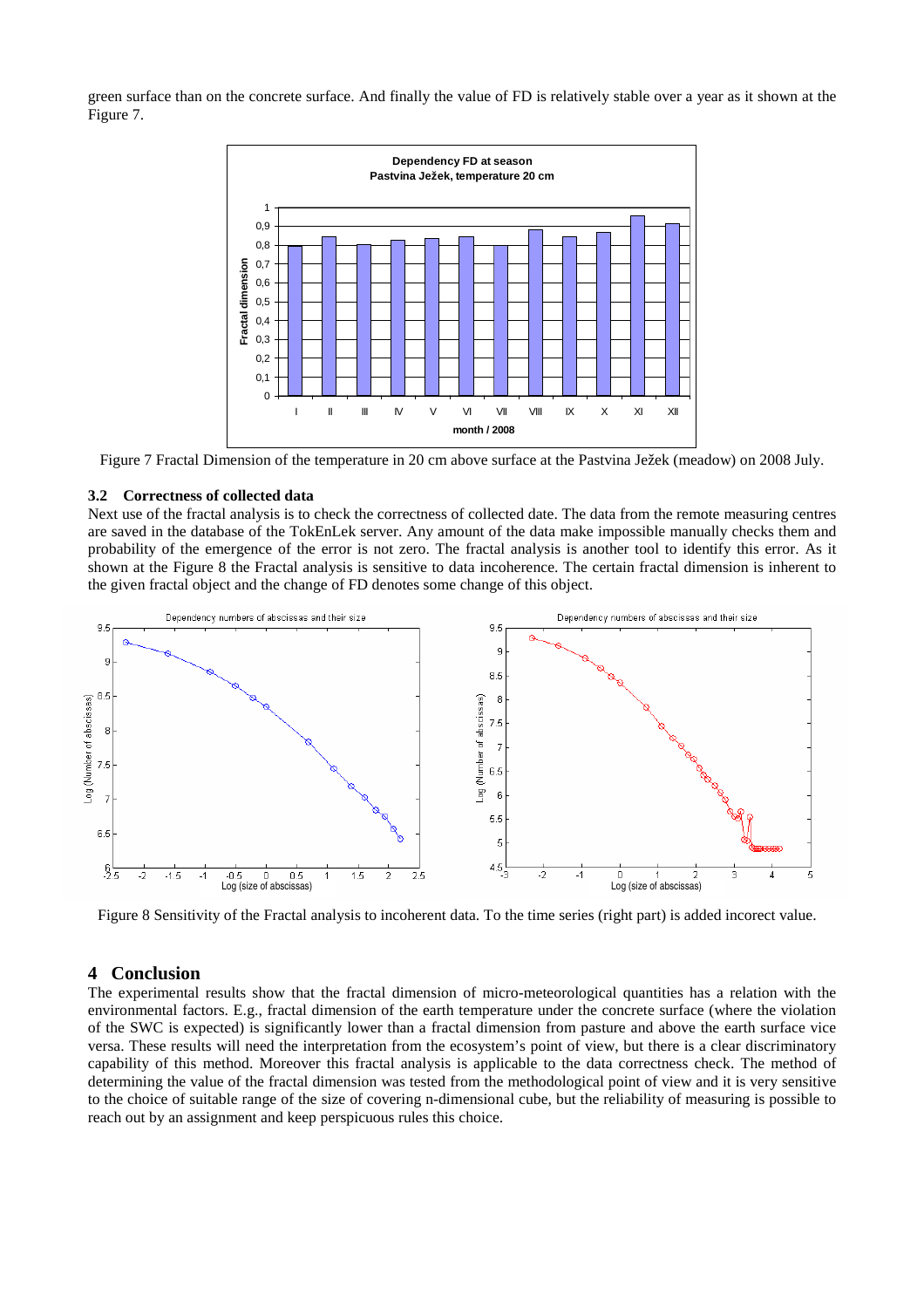green surface than on the concrete surface. And finally the value of FD is relatively stable over a year as it shown at the Figure 7.

Figure 7 Fractal Dimension of the temperature in 20 cm above surface at the Pastvina Ježek (meadow) on 2008 July.

### 3.2 Correctness of collected data

Next use of the fractal analysis is to check the correctness of collected date. The data from the remote measuring centres are saved in the database of the TokEnLek server. Any amount of the data make impossible manually checks them and probability of the emergence of the error is not zero. The fractal analysis is another tool to identify this error. As it shown at the Figure 8 the Fractal analysis is sensitive to data incoherence. The certain fractal dimension is inherent to the given fractal object and the change of FD denotes some change of this object.

Figure 8 Sensitivity of the Fractal analysis to incoherent data. To the time series (right part) is added incorect value.

## 4 Conclusion

The experimental results show that the fractal dimension of micro-meteorological quantities has a relation with the environmental factors. E.g., fractal dimension of the earth temperature under the concrete surface (where the violation of the SWC is expected) is significantly lower than a fractal dimension from pasture and above the earth surface vice versa. These results will need the interpretation from the ecosystem's point of view, but there is a clear discriminatory capability of this method. Moreover this fractal analysis is applicable to the data correctness check. The method of determining the value of the fractal dimension was tested from the methodological point of view and it is very sensitive to the choice of suitable range of the size of covering n-dimensional cube, but the reliability of measuring is possible to reach out by an assignment and keep perspicuous rules this choice.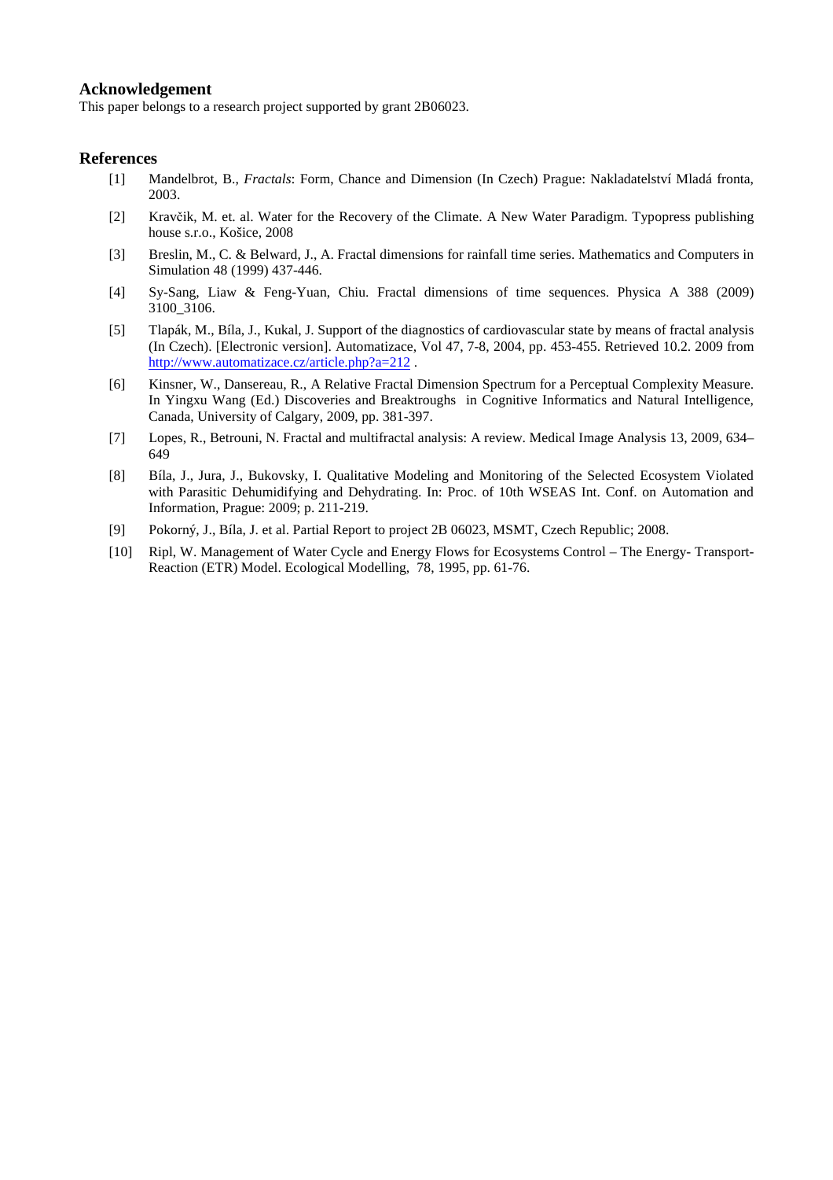## Acknowledgement

This paper belongs to a research project supported by grant 2B06023.

## References

[1] Mandelbrot, B., *Fractals*: Form, Chance and Dimension (In Czech) Prague: Nakladatelství Mladá fronta, 2003.

[2] Kravčik, M. et. al. Water for the Recovery of the Climate. A New Water Paradigm. Typopress publishing house s.r.o., Košice, 2008

[3] Breslin, M., C. & Belward, J., A. Fractal dimensions for rainfall time series. Mathematics and Computers in Simulation 48 (1999) 437-446.

[4] Sy-Sang, Liaw & Feng-Yuan, Chiu. Fractal dimensions of time sequences. Physica A 388 (2009) 3100_3106.

[5] Tlapák, M., Bíla, J., Kukal, J. Support of the diagnostics of cardiovascular state by means of fractal analysis (In Czech). [Electronic version]. Automatizace, Vol 47, 7-8, 2004, pp. 453-455. Retrieved 10.2. 2009 from http://www.automatizace.cz/article.php?a=212 .

[6] Kinsner, W., Dansereau, R., A Relative Fractal Dimension Spectrum for a Perceptual Complexity Measure. In Yingxu Wang (Ed.) Discoveries and Breaktroughs in Cognitive Informatics and Natural Intelligence, Canada, University of Calgary, 2009, pp. 381-397.

[7] Lopes, R., Betrouni, N. Fractal and multifractal analysis: A review. Medical Image Analysis 13, 2009, 634–649

[8] Bíla, J., Jura, J., Bukovsky, I. Qualitative Modeling and Monitoring of the Selected Ecosystem Violated with Parasitic Dehumidifying and Dehydrating. In: Proc. of 10th WSEAS Int. Conf. on Automation and Information, Prague: 2009; p. 211-219.

[9] Pokorný, J., Bíla, J. et al. Partial Report to project 2B 06023, MSMT, Czech Republic; 2008.

[10] Ripl, W. Management of Water Cycle and Energy Flows for Ecosystems Control – The Energy- Transport-Reaction (ETR) Model. Ecological Modelling, 78, 1995, pp. 61-76.